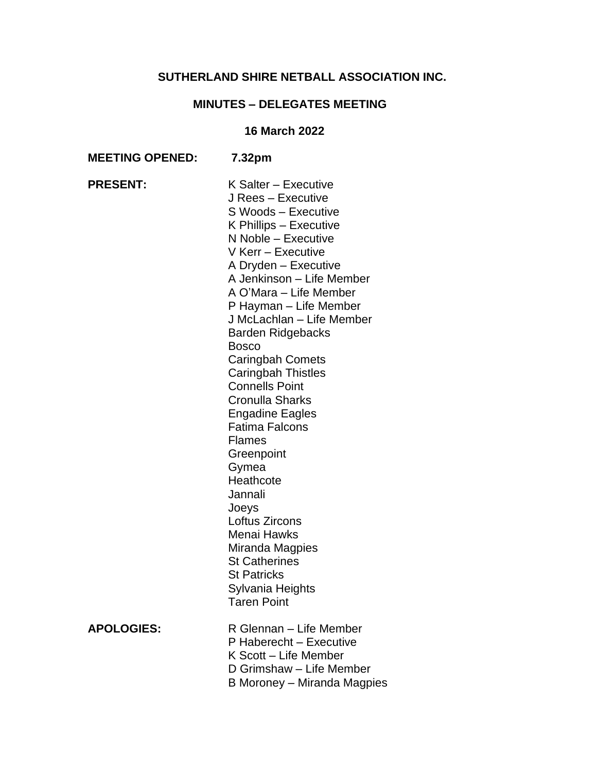# SUTHERLAND SHIRE NETBALL ASSOCIATION INC.

## MINUTES – DELEGATES MEETING

### 16 March 2022

**MEETING OPENED:** **7.32pm**

**PRESENT:**

K Salter – Executive
J Rees – Executive
S Woods – Executive
K Phillips – Executive
N Noble – Executive
V Kerr – Executive
A Dryden – Executive
A Jenkinson – Life Member
A O'Mara – Life Member
P Hayman – Life Member
J McLachlan – Life Member
Barden Ridgebacks
Bosco
Caringbah Comets
Caringbah Thistles
Connells Point
Cronulla Sharks
Engadine Eagles
Fatima Falcons
Flames
Greenpoint
Gymea
Heathcote
Jannali
Joeys
Loftus Zircons
Menai Hawks
Miranda Magpies
St Catherines
St Patricks
Sylvania Heights
Taren Point

**APOLOGIES:**

R Glennan – Life Member
P Haberecht – Executive
K Scott – Life Member
D Grimshaw – Life Member
B Moroney – Miranda Magpies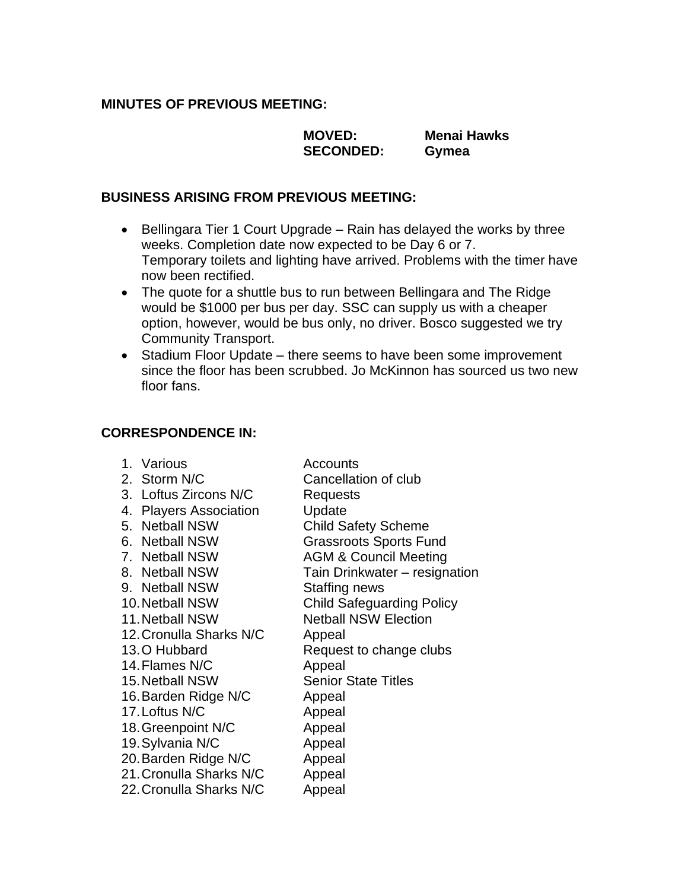**MINUTES OF PREVIOUS MEETING:**

| | |
|---|---|
| **MOVED:** | **Menai Hawks** |
| **SECONDED:** | **Gymea** |

**BUSINESS ARISING FROM PREVIOUS MEETING:**

- Bellingara Tier 1 Court Upgrade – Rain has delayed the works by three weeks. Completion date now expected to be Day 6 or 7.
  Temporary toilets and lighting have arrived. Problems with the timer have now been rectified.
- The quote for a shuttle bus to run between Bellingara and The Ridge would be $1000 per bus per day. SSC can supply us with a cheaper option, however, would be bus only, no driver. Bosco suggested we try Community Transport.
- Stadium Floor Update – there seems to have been some improvement since the floor has been scrubbed. Jo McKinnon has sourced us two new floor fans.

**CORRESPONDENCE IN:**

1. Various — Accounts
2. Storm N/C — Cancellation of club
3. Loftus Zircons N/C — Requests
4. Players Association — Update
5. Netball NSW — Child Safety Scheme
6. Netball NSW — Grassroots Sports Fund
7. Netball NSW — AGM & Council Meeting
8. Netball NSW — Tain Drinkwater – resignation
9. Netball NSW — Staffing news
10. Netball NSW — Child Safeguarding Policy
11. Netball NSW — Netball NSW Election
12. Cronulla Sharks N/C — Appeal
13. O Hubbard — Request to change clubs
14. Flames N/C — Appeal
15. Netball NSW — Senior State Titles
16. Barden Ridge N/C — Appeal
17. Loftus N/C — Appeal
18. Greenpoint N/C — Appeal
19. Sylvania N/C — Appeal
20. Barden Ridge N/C — Appeal
21. Cronulla Sharks N/C — Appeal
22. Cronulla Sharks N/C — Appeal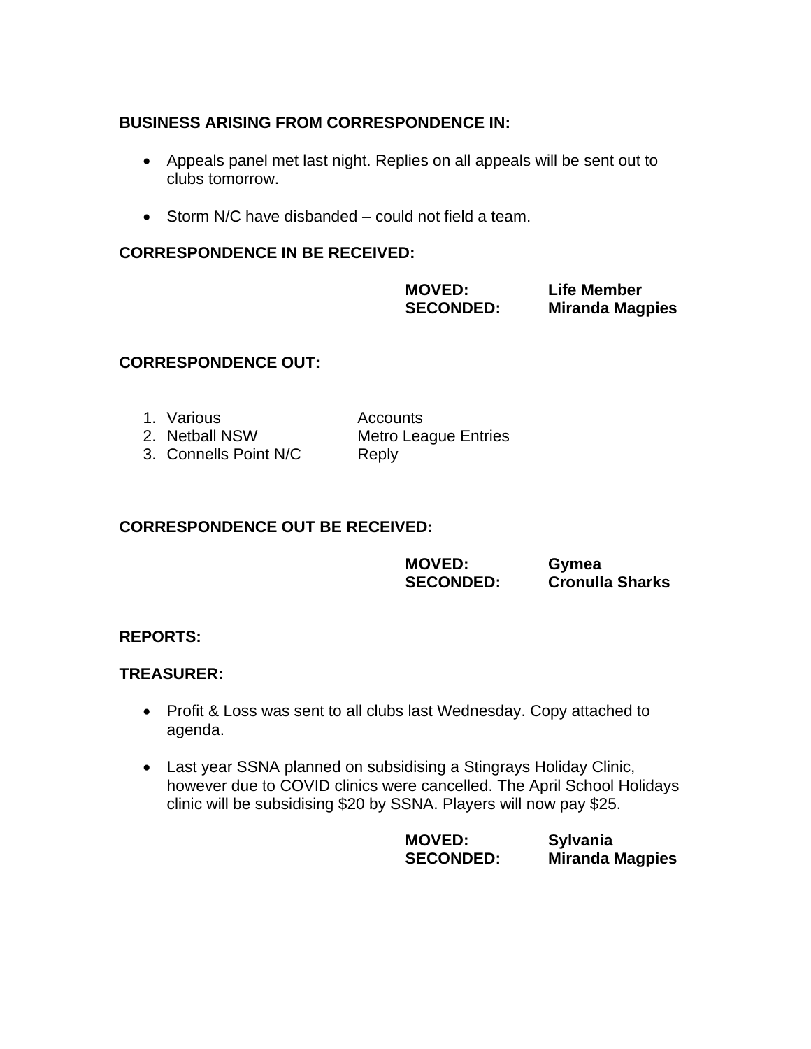**BUSINESS ARISING FROM CORRESPONDENCE IN:**

- Appeals panel met last night. Replies on all appeals will be sent out to clubs tomorrow.
- Storm N/C have disbanded – could not field a team.

**CORRESPONDENCE IN BE RECEIVED:**

| | |
|---|---|
| **MOVED:** | **Life Member** |
| **SECONDED:** | **Miranda Magpies** |

**CORRESPONDENCE OUT:**

1. Various — Accounts
2. Netball NSW — Metro League Entries
3. Connells Point N/C — Reply

**CORRESPONDENCE OUT BE RECEIVED:**

| | |
|---|---|
| **MOVED:** | **Gymea** |
| **SECONDED:** | **Cronulla Sharks** |

**REPORTS:**

**TREASURER:**

- Profit & Loss was sent to all clubs last Wednesday. Copy attached to agenda.
- Last year SSNA planned on subsidising a Stingrays Holiday Clinic, however due to COVID clinics were cancelled. The April School Holidays clinic will be subsidising $20 by SSNA. Players will now pay $25.

| | |
|---|---|
| **MOVED:** | **Sylvania** |
| **SECONDED:** | **Miranda Magpies** |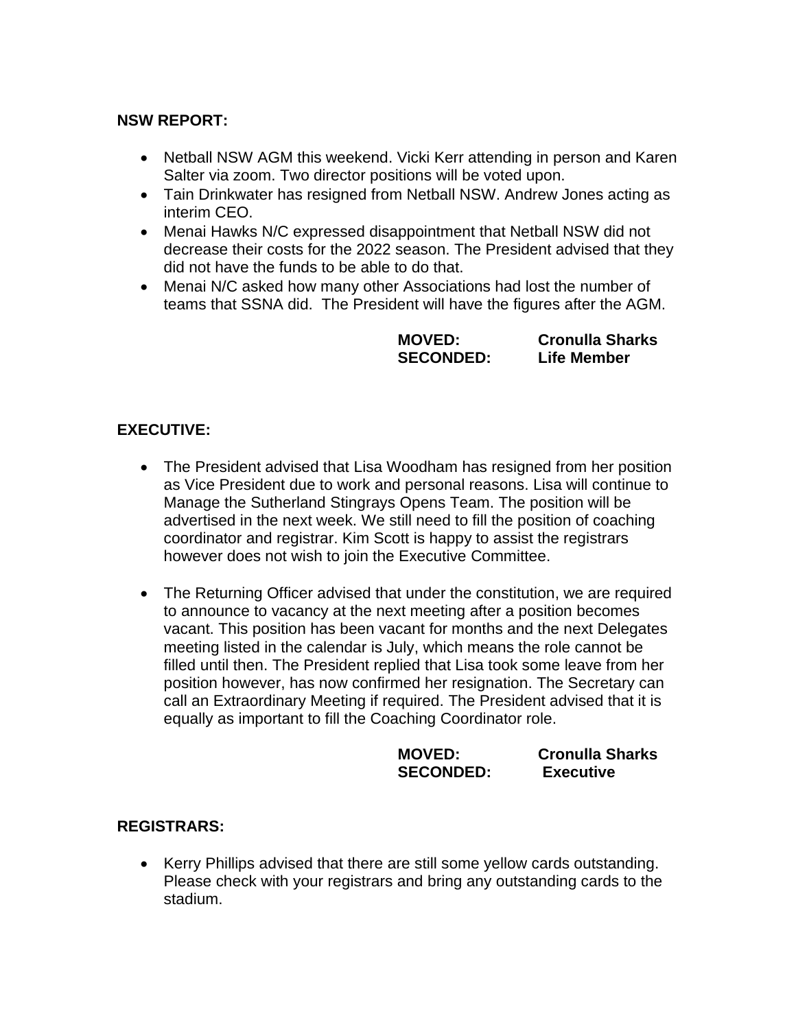**NSW REPORT:**

- Netball NSW AGM this weekend. Vicki Kerr attending in person and Karen Salter via zoom. Two director positions will be voted upon.
- Tain Drinkwater has resigned from Netball NSW. Andrew Jones acting as interim CEO.
- Menai Hawks N/C expressed disappointment that Netball NSW did not decrease their costs for the 2022 season. The President advised that they did not have the funds to be able to do that.
- Menai N/C asked how many other Associations had lost the number of teams that SSNA did. The President will have the figures after the AGM.

**MOVED:** **Cronulla Sharks**
**SECONDED:** **Life Member**

**EXECUTIVE:**

- The President advised that Lisa Woodham has resigned from her position as Vice President due to work and personal reasons. Lisa will continue to Manage the Sutherland Stingrays Opens Team. The position will be advertised in the next week. We still need to fill the position of coaching coordinator and registrar. Kim Scott is happy to assist the registrars however does not wish to join the Executive Committee.

- The Returning Officer advised that under the constitution, we are required to announce to vacancy at the next meeting after a position becomes vacant. This position has been vacant for months and the next Delegates meeting listed in the calendar is July, which means the role cannot be filled until then. The President replied that Lisa took some leave from her position however, has now confirmed her resignation. The Secretary can call an Extraordinary Meeting if required. The President advised that it is equally as important to fill the Coaching Coordinator role.

**MOVED:** **Cronulla Sharks**
**SECONDED:** **Executive**

**REGISTRARS:**

- Kerry Phillips advised that there are still some yellow cards outstanding. Please check with your registrars and bring any outstanding cards to the stadium.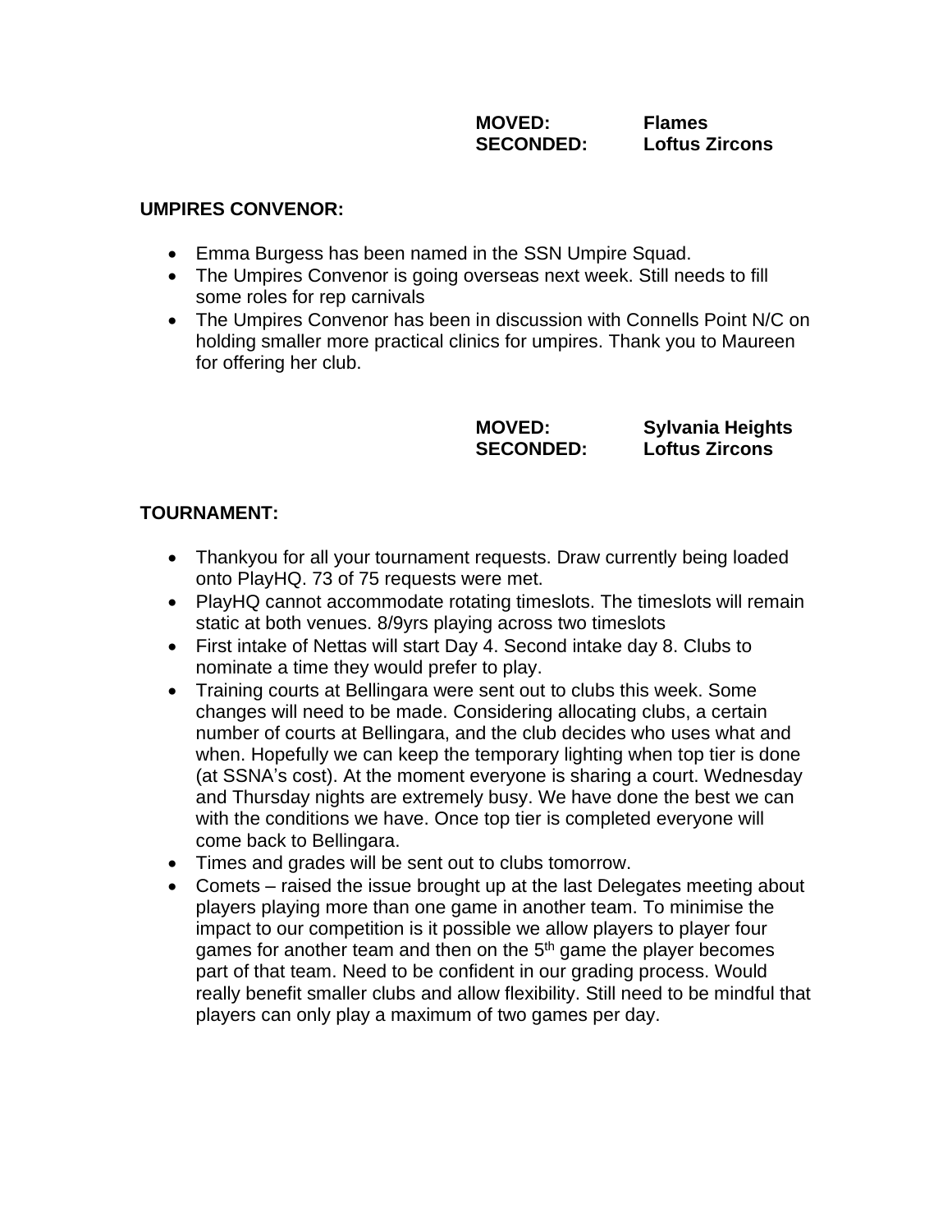**MOVED:** **Flames**
**SECONDED:** **Loftus Zircons**

**UMPIRES CONVENOR:**

- Emma Burgess has been named in the SSN Umpire Squad.
- The Umpires Convenor is going overseas next week. Still needs to fill some roles for rep carnivals
- The Umpires Convenor has been in discussion with Connells Point N/C on holding smaller more practical clinics for umpires. Thank you to Maureen for offering her club.

**MOVED:** **Sylvania Heights**
**SECONDED:** **Loftus Zircons**

**TOURNAMENT:**

- Thankyou for all your tournament requests. Draw currently being loaded onto PlayHQ. 73 of 75 requests were met.
- PlayHQ cannot accommodate rotating timeslots. The timeslots will remain static at both venues. 8/9yrs playing across two timeslots
- First intake of Nettas will start Day 4. Second intake day 8. Clubs to nominate a time they would prefer to play.
- Training courts at Bellingara were sent out to clubs this week. Some changes will need to be made. Considering allocating clubs, a certain number of courts at Bellingara, and the club decides who uses what and when. Hopefully we can keep the temporary lighting when top tier is done (at SSNA's cost). At the moment everyone is sharing a court. Wednesday and Thursday nights are extremely busy. We have done the best we can with the conditions we have. Once top tier is completed everyone will come back to Bellingara.
- Times and grades will be sent out to clubs tomorrow.
- Comets – raised the issue brought up at the last Delegates meeting about players playing more than one game in another team. To minimise the impact to our competition is it possible we allow players to player four games for another team and then on the 5th game the player becomes part of that team. Need to be confident in our grading process. Would really benefit smaller clubs and allow flexibility. Still need to be mindful that players can only play a maximum of two games per day.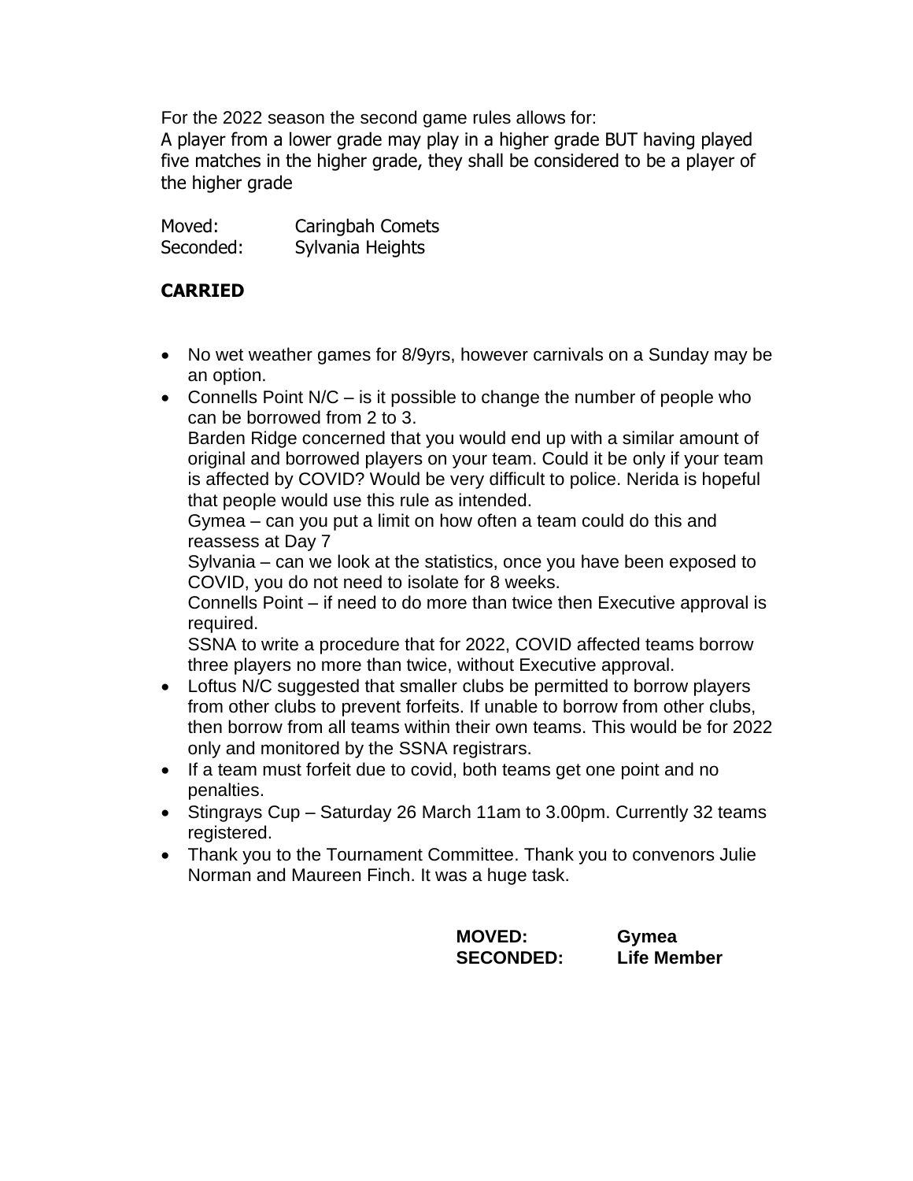For the 2022 season the second game rules allows for:
A player from a lower grade may play in a higher grade BUT having played five matches in the higher grade, they shall be considered to be a player of the higher grade

Moved: Caringbah Comets
Seconded: Sylvania Heights

**CARRIED**

- No wet weather games for 8/9yrs, however carnivals on a Sunday may be an option.
- Connells Point N/C – is it possible to change the number of people who can be borrowed from 2 to 3.
  Barden Ridge concerned that you would end up with a similar amount of original and borrowed players on your team. Could it be only if your team is affected by COVID? Would be very difficult to police. Nerida is hopeful that people would use this rule as intended.
  Gymea – can you put a limit on how often a team could do this and reassess at Day 7
  Sylvania – can we look at the statistics, once you have been exposed to COVID, you do not need to isolate for 8 weeks.
  Connells Point – if need to do more than twice then Executive approval is required.
  SSNA to write a procedure that for 2022, COVID affected teams borrow three players no more than twice, without Executive approval.
- Loftus N/C suggested that smaller clubs be permitted to borrow players from other clubs to prevent forfeits. If unable to borrow from other clubs, then borrow from all teams within their own teams. This would be for 2022 only and monitored by the SSNA registrars.
- If a team must forfeit due to covid, both teams get one point and no penalties.
- Stingrays Cup – Saturday 26 March 11am to 3.00pm. Currently 32 teams registered.
- Thank you to the Tournament Committee. Thank you to convenors Julie Norman and Maureen Finch. It was a huge task.

**MOVED:** **Gymea**
**SECONDED:** **Life Member**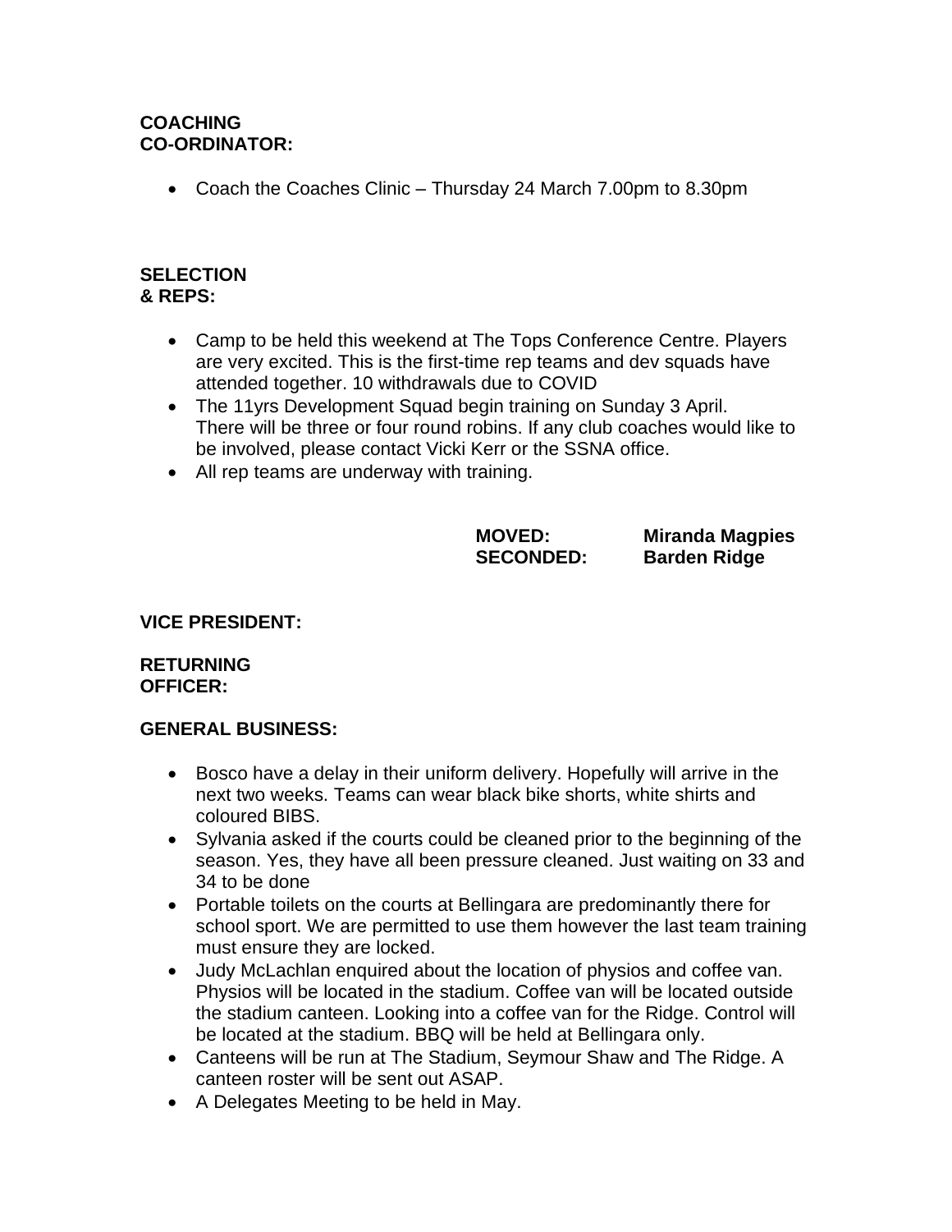**COACHING CO-ORDINATOR:**

- Coach the Coaches Clinic – Thursday 24 March 7.00pm to 8.30pm

**SELECTION & REPS:**

- Camp to be held this weekend at The Tops Conference Centre. Players are very excited. This is the first-time rep teams and dev squads have attended together. 10 withdrawals due to COVID
- The 11yrs Development Squad begin training on Sunday 3 April. There will be three or four round robins. If any club coaches would like to be involved, please contact Vicki Kerr or the SSNA office.
- All rep teams are underway with training.

**MOVED:** **Miranda Magpies**
**SECONDED:** **Barden Ridge**

**VICE PRESIDENT:**

**RETURNING OFFICER:**

**GENERAL BUSINESS:**

- Bosco have a delay in their uniform delivery. Hopefully will arrive in the next two weeks. Teams can wear black bike shorts, white shirts and coloured BIBS.
- Sylvania asked if the courts could be cleaned prior to the beginning of the season. Yes, they have all been pressure cleaned. Just waiting on 33 and 34 to be done
- Portable toilets on the courts at Bellingara are predominantly there for school sport. We are permitted to use them however the last team training must ensure they are locked.
- Judy McLachlan enquired about the location of physios and coffee van. Physios will be located in the stadium. Coffee van will be located outside the stadium canteen. Looking into a coffee van for the Ridge. Control will be located at the stadium. BBQ will be held at Bellingara only.
- Canteens will be run at The Stadium, Seymour Shaw and The Ridge. A canteen roster will be sent out ASAP.
- A Delegates Meeting to be held in May.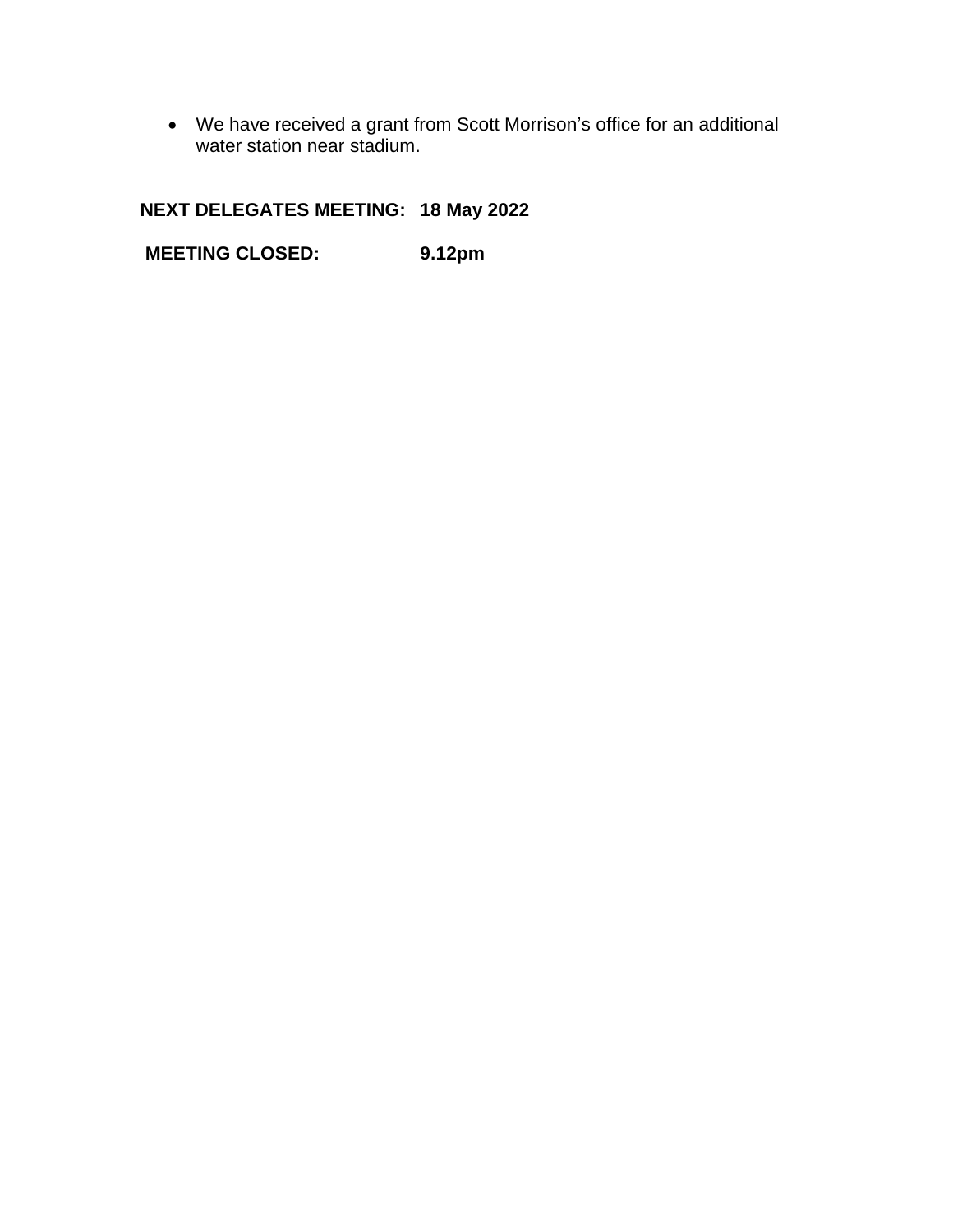- We have received a grant from Scott Morrison's office for an additional water station near stadium.

**NEXT DELEGATES MEETING: 18 May 2022**

**MEETING CLOSED: 9.12pm**